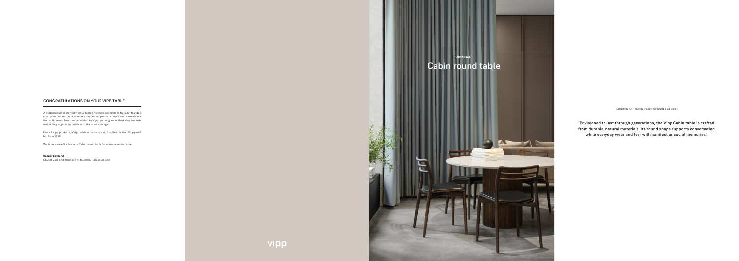## CONGRATULATIONS ON YOUR VIPP TABLE

A Vipp product is crafted from a design heritage dating back to 1939, founded in an ambition to create timeless, functional products. The Cabin series is the first solid wood furniture collection by Vipp, marking an evident step towards welcoming organic materials into the product range.

Like all Vipp products, a Vipp table is made to last. Just like the first Vipp pedal bin from 1939.

We hope you will enjoy your Cabin round table for many years to come.

**Kasper Egelund**
CEO of Vipp and grandson of founder, Holger Nielsen

vipp

**VIPP494**

# Cabin round table

MORTEN BO JENSEN, CHIEF DESIGNER AT VIPP

**'Envisioned to last through generations, the Vipp Cabin table is crafted from durable, natural materials. Its round shape supports conversation while everyday wear and tear will manifest as social memories.'**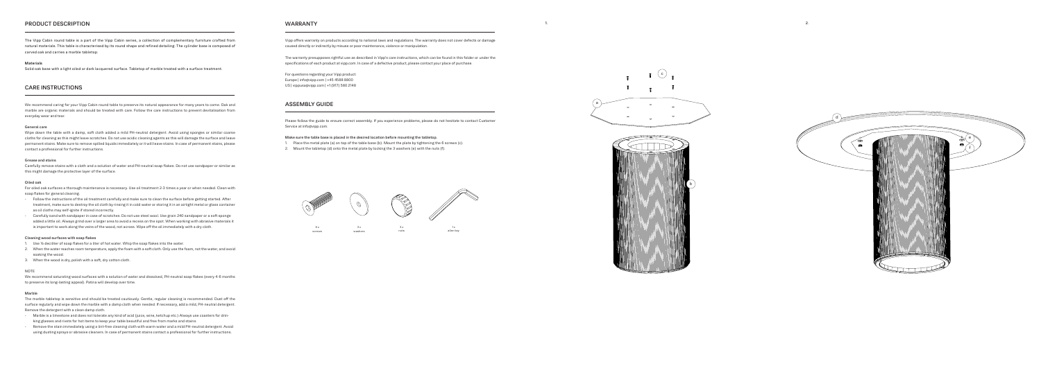## PRODUCT DESCRIPTION

The Vipp Cabin round table is a part of the Vipp Cabin series, a collection of complementary furniture crafted from natural materials. This table is characterised by its round shape and refined detailing. The cylinder base is composed of carved oak and carries a marble tabletop.

**Materials**

Solid oak base with a light oiled or dark lacquered surface. Tabletop of marble treated with a surface treatment.

## CARE INSTRUCTIONS

We recommend caring for your Vipp Cabin round table to preserve its natural appearance for many years to come. Oak and marble are organic materials and should be treated with care. Follow the care instructions to prevent devitalisation from everyday wear and tear.

**General care**

Wipe down the table with a damp, soft cloth added a mild PH-neutral detergent. Avoid using sponges or similar coarse cloths for cleaning as this might leave scratches. Do not use acidic cleaning agents as this will damage the surface and leave permanent stains. Make sure to remove spilled liquids immediately or it will leave stains. In case of permanent stains, please contact a professional for further instructions.

**Grease and stains**

Carefully remove stains with a cloth and a solution of water and PH-neutral soap flakes. Do not use sandpaper or similar as this might damage the protective layer of the surface.

**Oiled oak**

For oiled oak surfaces a thorough maintenance is necessary. Use oil treatment 2-3 times a year or when needed. Clean with soap flakes for general cleaning.

- Follow the instructions of the oil treatment carefully and make sure to clean the surface before getting started. After treatment, make sure to destroy the oil cloth by rinsing it in cold water or storing it in an airtight metal or glass container as oil cloths may self-ignite if stored incorrectly.
- Carefully sand with sandpaper in case of scratches. Do not use steel wool. Use grain 240 sandpaper or a soft sponge added a little oil. Always grind over a larger area to avoid a recess on the spot. When working with abrasive materials it is important to work along the veins of the wood, not across. Wipe off the oil immediately with a dry cloth.

**Cleaning wood surfaces with soap flakes**

1. Use ½ deciliter of soap flakes for a liter of hot water. Whip the soap flakes into the water.
2. When the water reaches room temperature, apply the foam with a soft cloth. Only use the foam, not the water, and avoid soaking the wood.
3. When the wood is dry, polish with a soft, dry cotton cloth.

NOTE

We recommend saturating wood surfaces with a solution of water and dissolved, PH-neutral soap flakes (every 4-6 months to preserve its long-lasting appeal). Patina will develop over time.

**Marble**

The marble tabletop is sensitive and should be treated cautiously. Gentle, regular cleaning is recommended. Dust off the surface regularly and wipe down the marble with a damp cloth when needed. If necessary, add a mild, PH-neutral detergent. Remove the detergent with a clean damp cloth.

- Marble is a limestone and does not tolerate any kind of acid (juice, wine, ketchup etc.) Always use coasters for drinking glasses and rivets for hot items to keep your table beautiful and free from marks and stains.
- Remove the stain immediately using a lint-free cleaning cloth with warm water and a mild PH-neutral detergent. Avoid using dusting sprays or abrasive cleaners. In case of permanent stains contact a professional for further instructions.

## WARRANTY

Vipp offers warranty on products according to national laws and regulations. The warranty does not cover defects or damage caused directly or indirectly by misuse or poor maintenance, violence or manipulation.

The warranty presupposes rightful use as described in Vipp's care instructions, which can be found in this folder or under the specifications of each product at vipp.com. In case of a defective product, please contact your place of purchase.

For questions regarding your Vipp product:
Europe | info@vipp.com | +45 4588 8800
US | vippusa@vipp.com | +1 (917) 580 2148

## ASSEMBLY GUIDE

Please follow the guide to ensure correct assembly. If you experience problems, please do not hesitate to contact Customer Service at info@vipp.com.

**Make sure the table base is placed in the desired location before mounting the tabletop.**

1. Place the metal plate (a) on top of the table base (b). Mount the plate by tightening the 6 screws (c).
2. Mount the tabletop (d) onto the metal plate by locking the 3 washers (e) with the nuts (f).

6 x screws

3 x washers

3 x nuts

1 x allen key

1.

a

b

c

2.

d

e

f